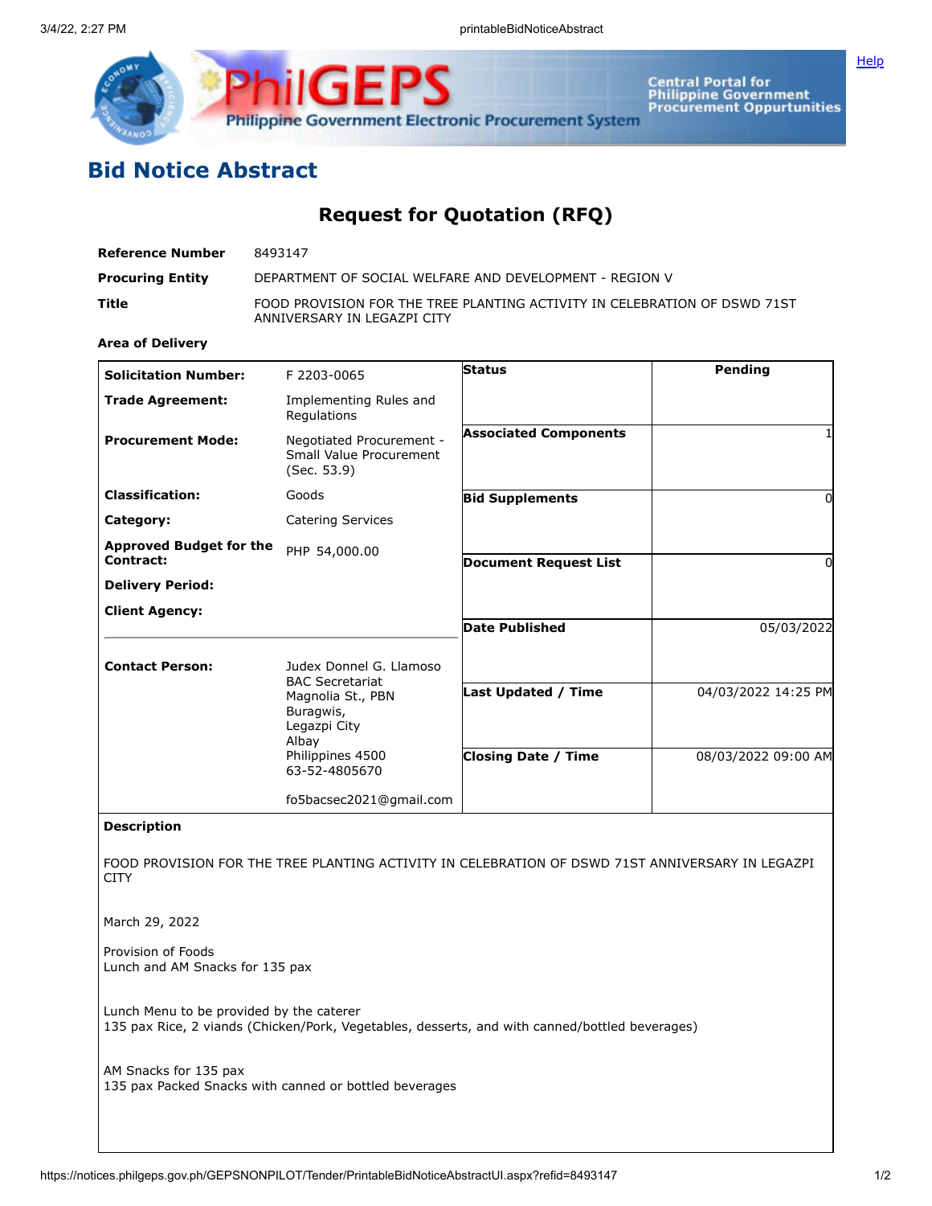# Bid Notice Abstract

## Request for Quotation (RFQ)

| | |
|---|---|
| **Reference Number** | 8493147 |
| **Procuring Entity** | DEPARTMENT OF SOCIAL WELFARE AND DEVELOPMENT - REGION V |
| **Title** | FOOD PROVISION FOR THE TREE PLANTING ACTIVITY IN CELEBRATION OF DSWD 71ST ANNIVERSARY IN LEGAZPI CITY |
| **Area of Delivery** | |

| | | | |
|---|---|---|---|
| **Solicitation Number:** | F 2203-0065 | **Status** | Pending |
| **Trade Agreement:** | Implementing Rules and Regulations | | |
| **Procurement Mode:** | Negotiated Procurement - Small Value Procurement (Sec. 53.9) | **Associated Components** | 1 |
| **Classification:** | Goods | **Bid Supplements** | 0 |
| **Category:** | Catering Services | | |
| **Approved Budget for the Contract:** | PHP 54,000.00 | **Document Request List** | 0 |
| **Delivery Period:** | | | |
| **Client Agency:** | | **Date Published** | 05/03/2022 |
| **Contact Person:** | Judex Donnel G. Llamoso<br>BAC Secretariat<br>Magnolia St., PBN<br>Buragwis,<br>Legazpi City<br>Albay<br>Philippines 4500<br>63-52-4805670<br><br>fo5bacsec2021@gmail.com | **Last Updated / Time** | 04/03/2022 14:25 PM |
| | | **Closing Date / Time** | 08/03/2022 09:00 AM |

**Description**

FOOD PROVISION FOR THE TREE PLANTING ACTIVITY IN CELEBRATION OF DSWD 71ST ANNIVERSARY IN LEGAZPI CITY

March 29, 2022

Provision of Foods
Lunch and AM Snacks for 135 pax

Lunch Menu to be provided by the caterer
135 pax Rice, 2 viands (Chicken/Pork, Vegetables, desserts, and with canned/bottled beverages)

AM Snacks for 135 pax
135 pax Packed Snacks with canned or bottled beverages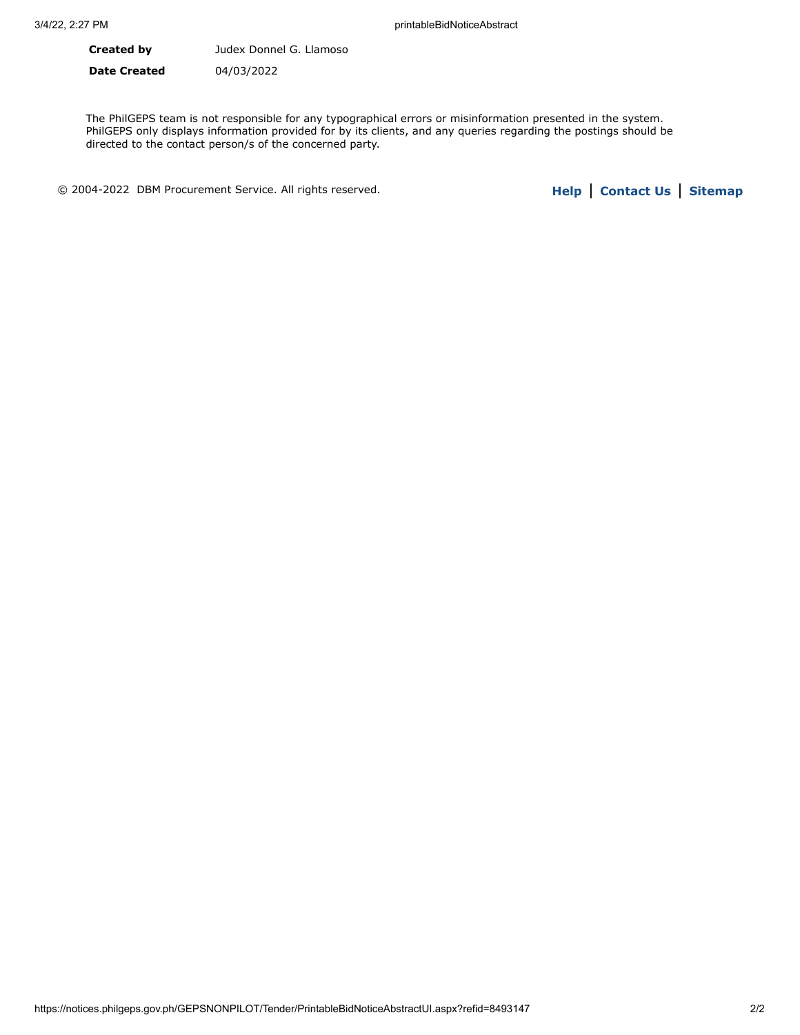| | |
|---|---|
| **Created by** | Judex Donnel G. Llamoso |
| **Date Created** | 04/03/2022 |

The PhilGEPS team is not responsible for any typographical errors or misinformation presented in the system. PhilGEPS only displays information provided for by its clients, and any queries regarding the postings should be directed to the contact person/s of the concerned party.

© 2004-2022 DBM Procurement Service. All rights reserved.

**Help** | **Contact Us** | **Sitemap**